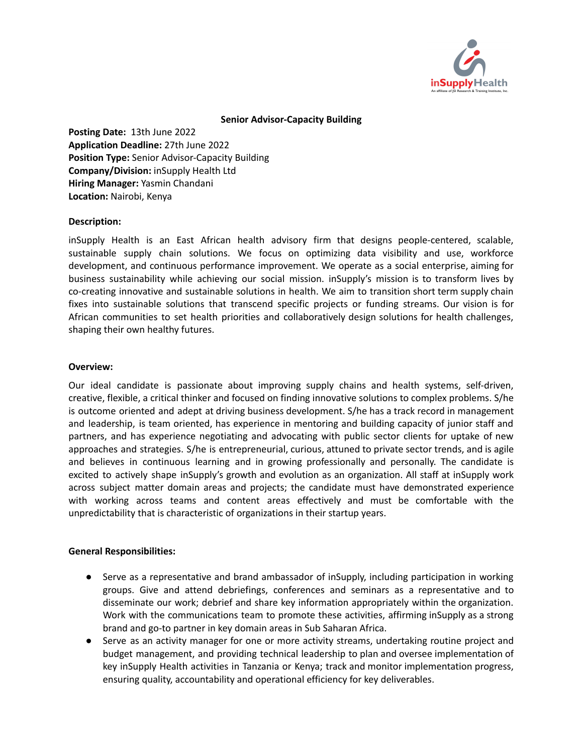# Senior Advisor-Capacity Building

**Posting Date:** 13th June 2022
**Application Deadline:** 27th June 2022
**Position Type:** Senior Advisor-Capacity Building
**Company/Division:** inSupply Health Ltd
**Hiring Manager:** Yasmin Chandani
**Location:** Nairobi, Kenya

**Description:**

inSupply Health is an East African health advisory firm that designs people-centered, scalable, sustainable supply chain solutions. We focus on optimizing data visibility and use, workforce development, and continuous performance improvement. We operate as a social enterprise, aiming for business sustainability while achieving our social mission. inSupply's mission is to transform lives by co-creating innovative and sustainable solutions in health. We aim to transition short term supply chain fixes into sustainable solutions that transcend specific projects or funding streams. Our vision is for African communities to set health priorities and collaboratively design solutions for health challenges, shaping their own healthy futures.

**Overview:**

Our ideal candidate is passionate about improving supply chains and health systems, self-driven, creative, flexible, a critical thinker and focused on finding innovative solutions to complex problems. S/he is outcome oriented and adept at driving business development. S/he has a track record in management and leadership, is team oriented, has experience in mentoring and building capacity of junior staff and partners, and has experience negotiating and advocating with public sector clients for uptake of new approaches and strategies. S/he is entrepreneurial, curious, attuned to private sector trends, and is agile and believes in continuous learning and in growing professionally and personally. The candidate is excited to actively shape inSupply's growth and evolution as an organization. All staff at inSupply work across subject matter domain areas and projects; the candidate must have demonstrated experience with working across teams and content areas effectively and must be comfortable with the unpredictability that is characteristic of organizations in their startup years.

**General Responsibilities:**

- Serve as a representative and brand ambassador of inSupply, including participation in working groups. Give and attend debriefings, conferences and seminars as a representative and to disseminate our work; debrief and share key information appropriately within the organization. Work with the communications team to promote these activities, affirming inSupply as a strong brand and go-to partner in key domain areas in Sub Saharan Africa.
- Serve as an activity manager for one or more activity streams, undertaking routine project and budget management, and providing technical leadership to plan and oversee implementation of key inSupply Health activities in Tanzania or Kenya; track and monitor implementation progress, ensuring quality, accountability and operational efficiency for key deliverables.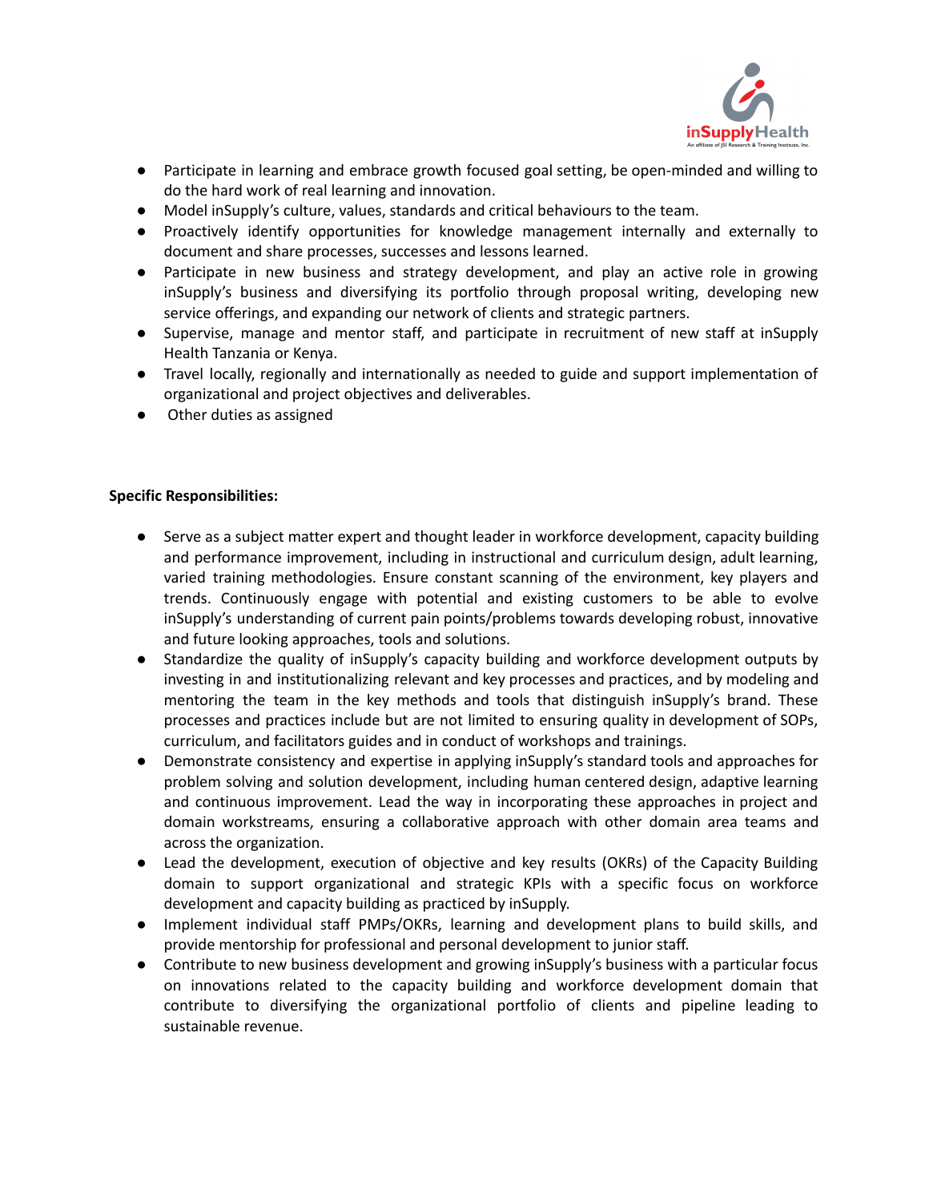- Participate in learning and embrace growth focused goal setting, be open-minded and willing to do the hard work of real learning and innovation.
- Model inSupply's culture, values, standards and critical behaviours to the team.
- Proactively identify opportunities for knowledge management internally and externally to document and share processes, successes and lessons learned.
- Participate in new business and strategy development, and play an active role in growing inSupply's business and diversifying its portfolio through proposal writing, developing new service offerings, and expanding our network of clients and strategic partners.
- Supervise, manage and mentor staff, and participate in recruitment of new staff at inSupply Health Tanzania or Kenya.
- Travel locally, regionally and internationally as needed to guide and support implementation of organizational and project objectives and deliverables.
- Other duties as assigned

**Specific Responsibilities:**

- Serve as a subject matter expert and thought leader in workforce development, capacity building and performance improvement, including in instructional and curriculum design, adult learning, varied training methodologies. Ensure constant scanning of the environment, key players and trends. Continuously engage with potential and existing customers to be able to evolve inSupply's understanding of current pain points/problems towards developing robust, innovative and future looking approaches, tools and solutions.
- Standardize the quality of inSupply's capacity building and workforce development outputs by investing in and institutionalizing relevant and key processes and practices, and by modeling and mentoring the team in the key methods and tools that distinguish inSupply's brand. These processes and practices include but are not limited to ensuring quality in development of SOPs, curriculum, and facilitators guides and in conduct of workshops and trainings.
- Demonstrate consistency and expertise in applying inSupply's standard tools and approaches for problem solving and solution development, including human centered design, adaptive learning and continuous improvement. Lead the way in incorporating these approaches in project and domain workstreams, ensuring a collaborative approach with other domain area teams and across the organization.
- Lead the development, execution of objective and key results (OKRs) of the Capacity Building domain to support organizational and strategic KPIs with a specific focus on workforce development and capacity building as practiced by inSupply.
- Implement individual staff PMPs/OKRs, learning and development plans to build skills, and provide mentorship for professional and personal development to junior staff.
- Contribute to new business development and growing inSupply's business with a particular focus on innovations related to the capacity building and workforce development domain that contribute to diversifying the organizational portfolio of clients and pipeline leading to sustainable revenue.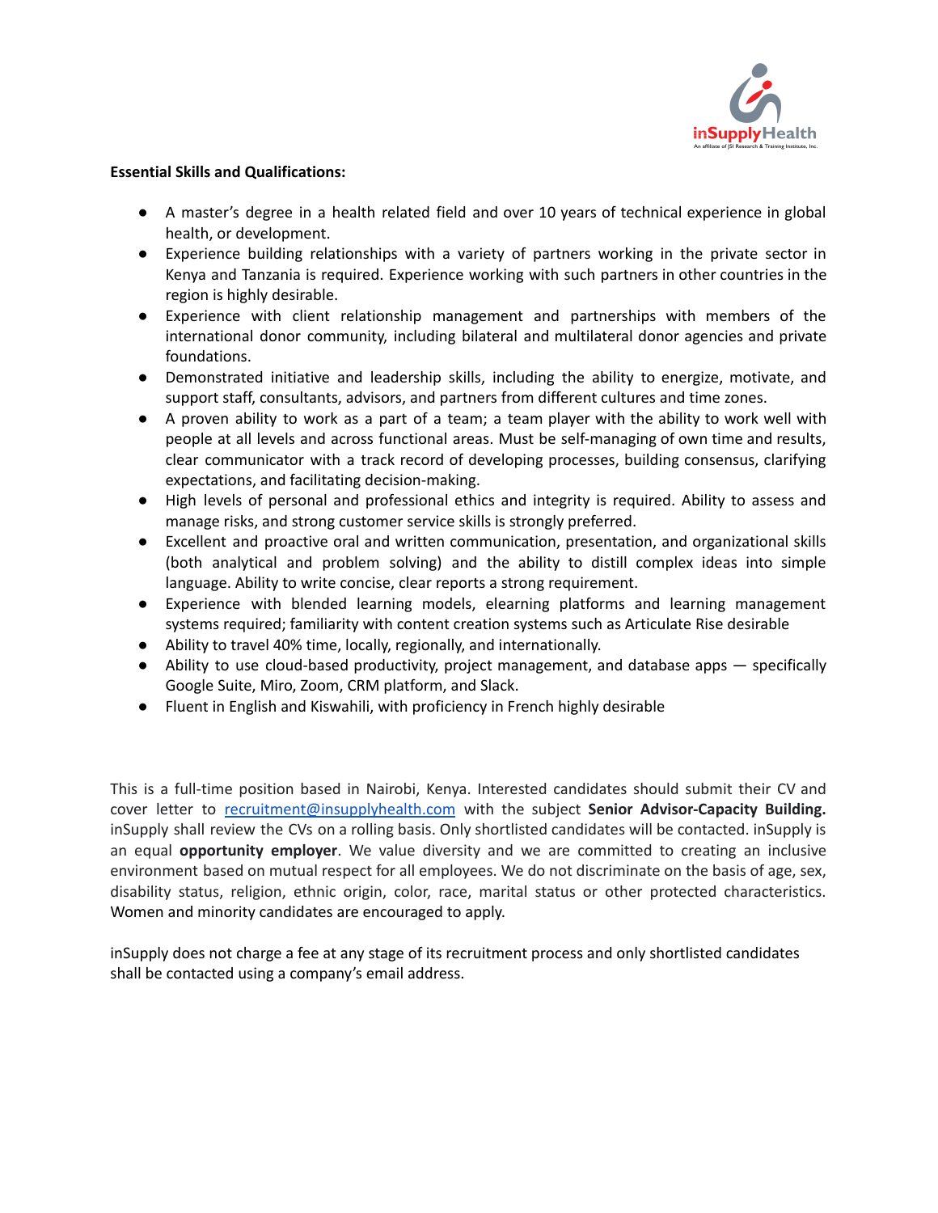**Essential Skills and Qualifications:**

- A master's degree in a health related field and over 10 years of technical experience in global health, or development.
- Experience building relationships with a variety of partners working in the private sector in Kenya and Tanzania is required. Experience working with such partners in other countries in the region is highly desirable.
- Experience with client relationship management and partnerships with members of the international donor community, including bilateral and multilateral donor agencies and private foundations.
- Demonstrated initiative and leadership skills, including the ability to energize, motivate, and support staff, consultants, advisors, and partners from different cultures and time zones.
- A proven ability to work as a part of a team; a team player with the ability to work well with people at all levels and across functional areas. Must be self-managing of own time and results, clear communicator with a track record of developing processes, building consensus, clarifying expectations, and facilitating decision-making.
- High levels of personal and professional ethics and integrity is required. Ability to assess and manage risks, and strong customer service skills is strongly preferred.
- Excellent and proactive oral and written communication, presentation, and organizational skills (both analytical and problem solving) and the ability to distill complex ideas into simple language. Ability to write concise, clear reports a strong requirement.
- Experience with blended learning models, elearning platforms and learning management systems required; familiarity with content creation systems such as Articulate Rise desirable
- Ability to travel 40% time, locally, regionally, and internationally.
- Ability to use cloud-based productivity, project management, and database apps — specifically Google Suite, Miro, Zoom, CRM platform, and Slack.
- Fluent in English and Kiswahili, with proficiency in French highly desirable

This is a full-time position based in Nairobi, Kenya. Interested candidates should submit their CV and cover letter to recruitment@insupplyhealth.com with the subject **Senior Advisor-Capacity Building.** inSupply shall review the CVs on a rolling basis. Only shortlisted candidates will be contacted. inSupply is an equal **opportunity employer**. We value diversity and we are committed to creating an inclusive environment based on mutual respect for all employees. We do not discriminate on the basis of age, sex, disability status, religion, ethnic origin, color, race, marital status or other protected characteristics. Women and minority candidates are encouraged to apply.

inSupply does not charge a fee at any stage of its recruitment process and only shortlisted candidates shall be contacted using a company's email address.